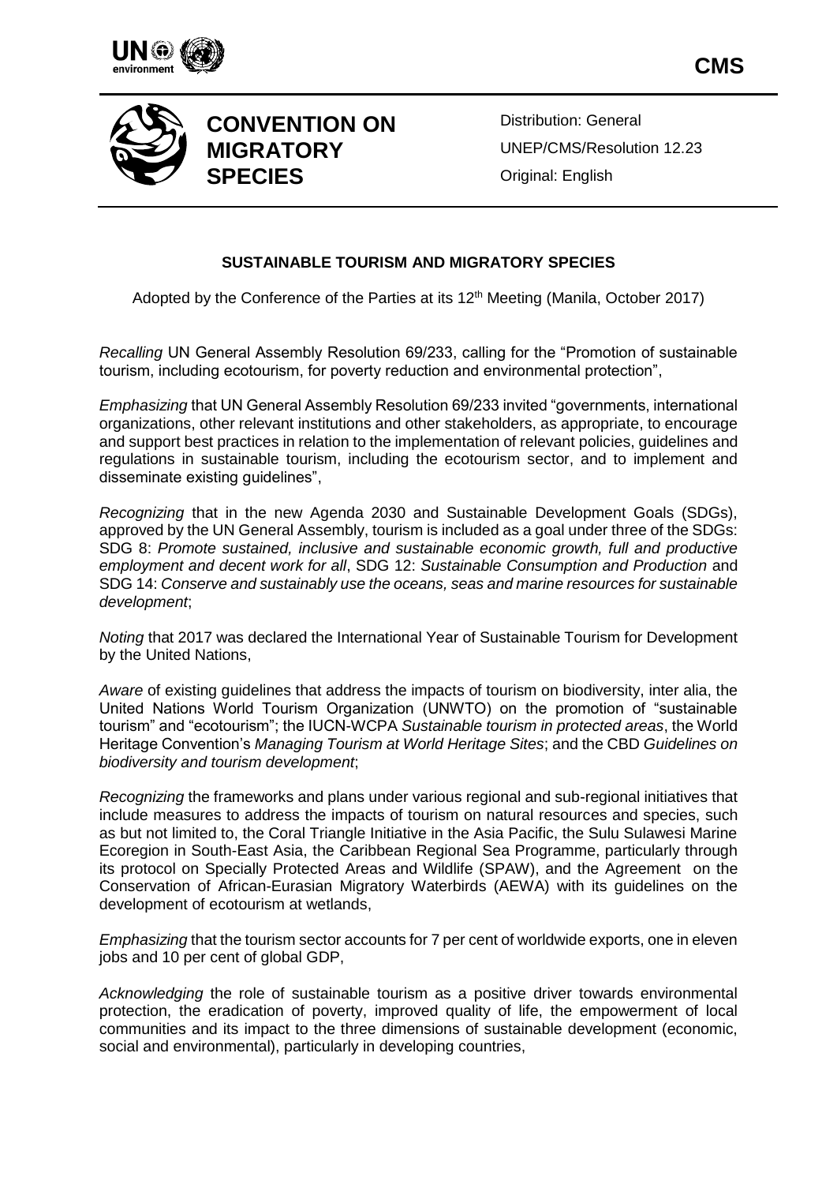**CMS**

# CONVENTION ON MIGRATORY SPECIES

Distribution: General
UNEP/CMS/Resolution 12.23
Original: English

## SUSTAINABLE TOURISM AND MIGRATORY SPECIES

Adopted by the Conference of the Parties at its 12th Meeting (Manila, October 2017)

*Recalling* UN General Assembly Resolution 69/233, calling for the "Promotion of sustainable tourism, including ecotourism, for poverty reduction and environmental protection",

*Emphasizing* that UN General Assembly Resolution 69/233 invited "governments, international organizations, other relevant institutions and other stakeholders, as appropriate, to encourage and support best practices in relation to the implementation of relevant policies, guidelines and regulations in sustainable tourism, including the ecotourism sector, and to implement and disseminate existing guidelines",

*Recognizing* that in the new Agenda 2030 and Sustainable Development Goals (SDGs), approved by the UN General Assembly, tourism is included as a goal under three of the SDGs: SDG 8: *Promote sustained, inclusive and sustainable economic growth, full and productive employment and decent work for all*, SDG 12: *Sustainable Consumption and Production* and SDG 14: *Conserve and sustainably use the oceans, seas and marine resources for sustainable development*;

*Noting* that 2017 was declared the International Year of Sustainable Tourism for Development by the United Nations,

*Aware* of existing guidelines that address the impacts of tourism on biodiversity, inter alia, the United Nations World Tourism Organization (UNWTO) on the promotion of "sustainable tourism" and "ecotourism"; the IUCN-WCPA *Sustainable tourism in protected areas*, the World Heritage Convention's *Managing Tourism at World Heritage Sites*; and the CBD *Guidelines on biodiversity and tourism development*;

*Recognizing* the frameworks and plans under various regional and sub-regional initiatives that include measures to address the impacts of tourism on natural resources and species, such as but not limited to, the Coral Triangle Initiative in the Asia Pacific, the Sulu Sulawesi Marine Ecoregion in South-East Asia, the Caribbean Regional Sea Programme, particularly through its protocol on Specially Protected Areas and Wildlife (SPAW), and the Agreement on the Conservation of African-Eurasian Migratory Waterbirds (AEWA) with its guidelines on the development of ecotourism at wetlands,

*Emphasizing* that the tourism sector accounts for 7 per cent of worldwide exports, one in eleven jobs and 10 per cent of global GDP,

*Acknowledging* the role of sustainable tourism as a positive driver towards environmental protection, the eradication of poverty, improved quality of life, the empowerment of local communities and its impact to the three dimensions of sustainable development (economic, social and environmental), particularly in developing countries,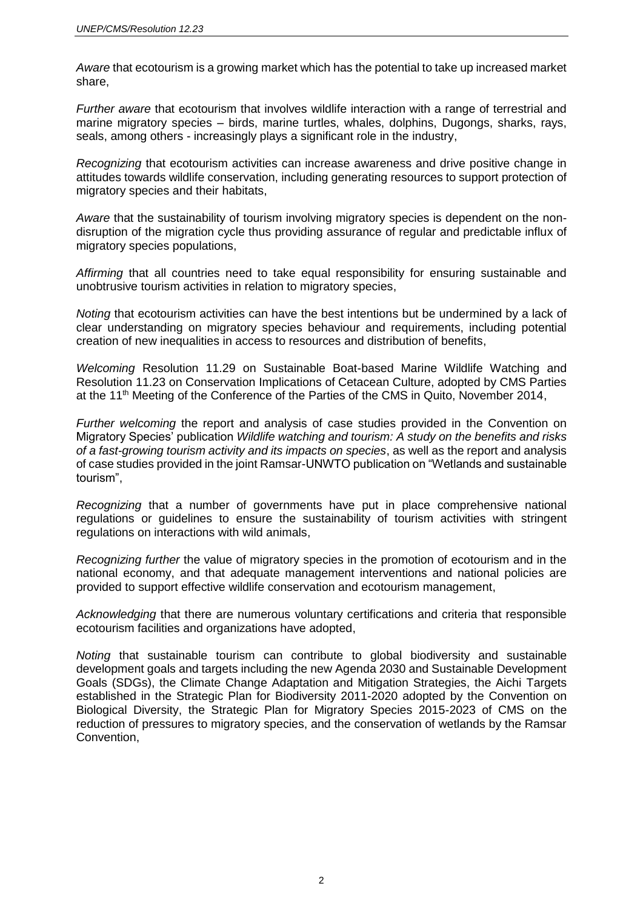*Aware* that ecotourism is a growing market which has the potential to take up increased market share,

*Further aware* that ecotourism that involves wildlife interaction with a range of terrestrial and marine migratory species – birds, marine turtles, whales, dolphins, Dugongs, sharks, rays, seals, among others - increasingly plays a significant role in the industry,

*Recognizing* that ecotourism activities can increase awareness and drive positive change in attitudes towards wildlife conservation, including generating resources to support protection of migratory species and their habitats,

*Aware* that the sustainability of tourism involving migratory species is dependent on the non-disruption of the migration cycle thus providing assurance of regular and predictable influx of migratory species populations,

*Affirming* that all countries need to take equal responsibility for ensuring sustainable and unobtrusive tourism activities in relation to migratory species,

*Noting* that ecotourism activities can have the best intentions but be undermined by a lack of clear understanding on migratory species behaviour and requirements, including potential creation of new inequalities in access to resources and distribution of benefits,

*Welcoming* Resolution 11.29 on Sustainable Boat-based Marine Wildlife Watching and Resolution 11.23 on Conservation Implications of Cetacean Culture, adopted by CMS Parties at the 11th Meeting of the Conference of the Parties of the CMS in Quito, November 2014,

*Further welcoming* the report and analysis of case studies provided in the Convention on Migratory Species' publication *Wildlife watching and tourism: A study on the benefits and risks of a fast-growing tourism activity and its impacts on species*, as well as the report and analysis of case studies provided in the joint Ramsar-UNWTO publication on "Wetlands and sustainable tourism",

*Recognizing* that a number of governments have put in place comprehensive national regulations or guidelines to ensure the sustainability of tourism activities with stringent regulations on interactions with wild animals,

*Recognizing further* the value of migratory species in the promotion of ecotourism and in the national economy, and that adequate management interventions and national policies are provided to support effective wildlife conservation and ecotourism management,

*Acknowledging* that there are numerous voluntary certifications and criteria that responsible ecotourism facilities and organizations have adopted,

*Noting* that sustainable tourism can contribute to global biodiversity and sustainable development goals and targets including the new Agenda 2030 and Sustainable Development Goals (SDGs), the Climate Change Adaptation and Mitigation Strategies, the Aichi Targets established in the Strategic Plan for Biodiversity 2011-2020 adopted by the Convention on Biological Diversity, the Strategic Plan for Migratory Species 2015-2023 of CMS on the reduction of pressures to migratory species, and the conservation of wetlands by the Ramsar Convention,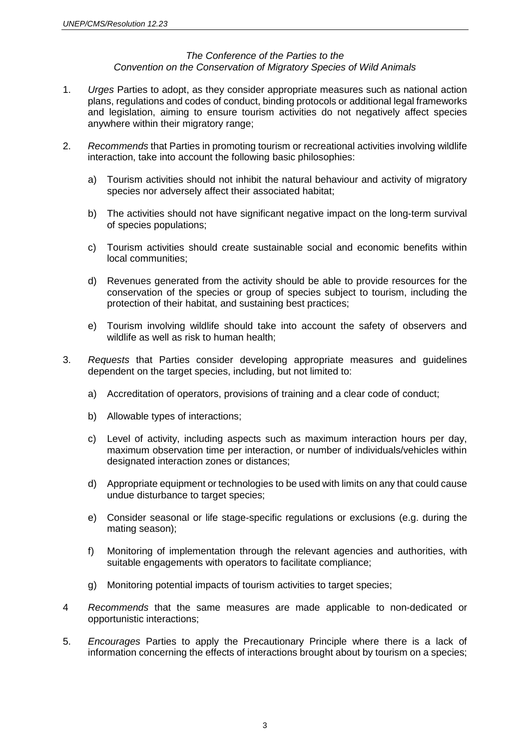*The Conference of the Parties to the*
*Convention on the Conservation of Migratory Species of Wild Animals*

1. *Urges* Parties to adopt, as they consider appropriate measures such as national action plans, regulations and codes of conduct, binding protocols or additional legal frameworks and legislation, aiming to ensure tourism activities do not negatively affect species anywhere within their migratory range;

2. *Recommends* that Parties in promoting tourism or recreational activities involving wildlife interaction, take into account the following basic philosophies:

   a) Tourism activities should not inhibit the natural behaviour and activity of migratory species nor adversely affect their associated habitat;

   b) The activities should not have significant negative impact on the long-term survival of species populations;

   c) Tourism activities should create sustainable social and economic benefits within local communities;

   d) Revenues generated from the activity should be able to provide resources for the conservation of the species or group of species subject to tourism, including the protection of their habitat, and sustaining best practices;

   e) Tourism involving wildlife should take into account the safety of observers and wildlife as well as risk to human health;

3. *Requests* that Parties consider developing appropriate measures and guidelines dependent on the target species, including, but not limited to:

   a) Accreditation of operators, provisions of training and a clear code of conduct;

   b) Allowable types of interactions;

   c) Level of activity, including aspects such as maximum interaction hours per day, maximum observation time per interaction, or number of individuals/vehicles within designated interaction zones or distances;

   d) Appropriate equipment or technologies to be used with limits on any that could cause undue disturbance to target species;

   e) Consider seasonal or life stage-specific regulations or exclusions (e.g. during the mating season);

   f) Monitoring of implementation through the relevant agencies and authorities, with suitable engagements with operators to facilitate compliance;

   g) Monitoring potential impacts of tourism activities to target species;

4 *Recommends* that the same measures are made applicable to non-dedicated or opportunistic interactions;

5. *Encourages* Parties to apply the Precautionary Principle where there is a lack of information concerning the effects of interactions brought about by tourism on a species;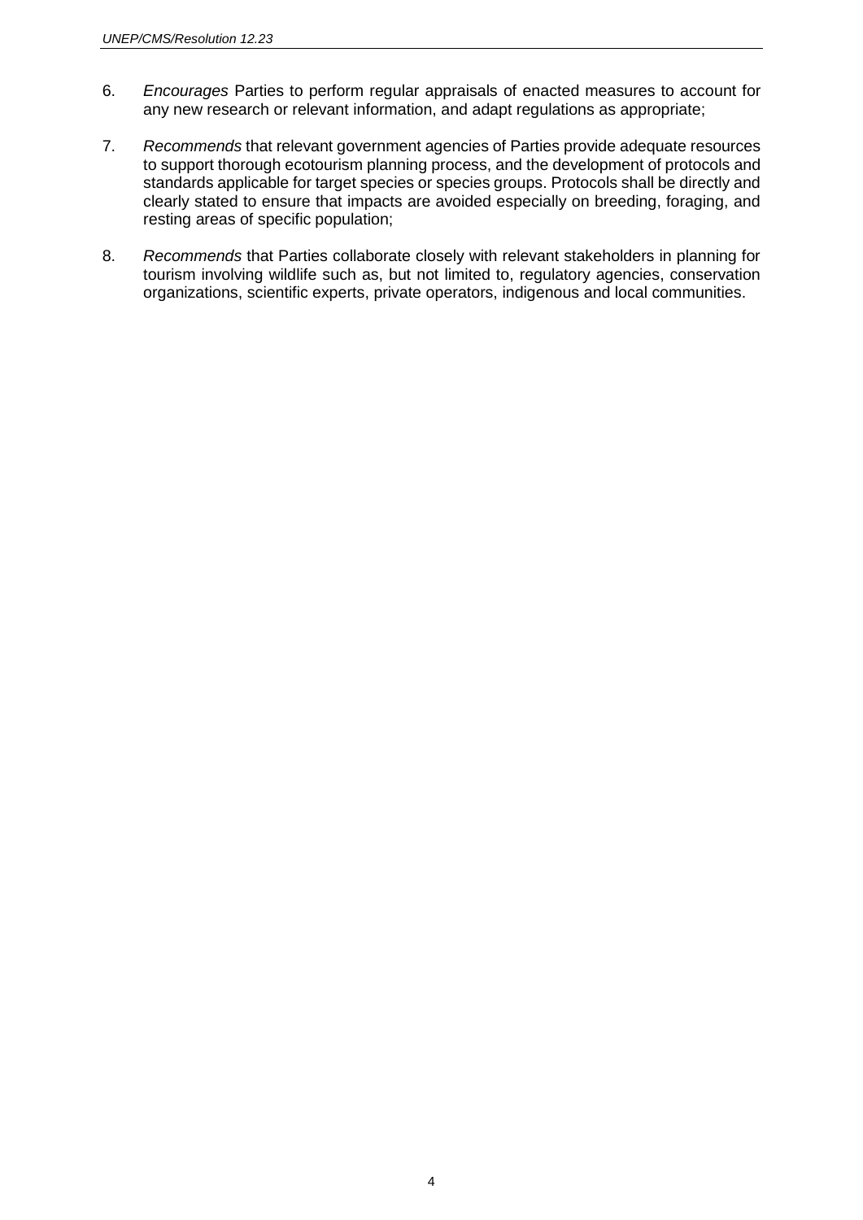6. *Encourages* Parties to perform regular appraisals of enacted measures to account for any new research or relevant information, and adapt regulations as appropriate;

7. *Recommends* that relevant government agencies of Parties provide adequate resources to support thorough ecotourism planning process, and the development of protocols and standards applicable for target species or species groups. Protocols shall be directly and clearly stated to ensure that impacts are avoided especially on breeding, foraging, and resting areas of specific population;

8. *Recommends* that Parties collaborate closely with relevant stakeholders in planning for tourism involving wildlife such as, but not limited to, regulatory agencies, conservation organizations, scientific experts, private operators, indigenous and local communities.